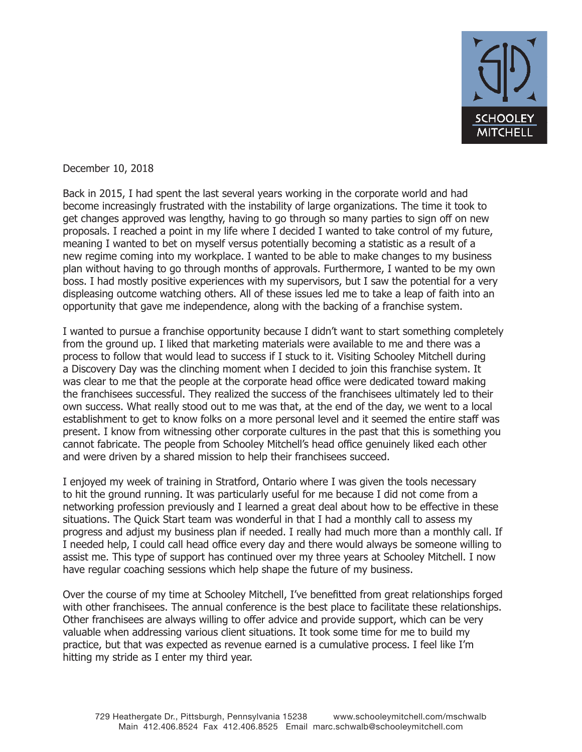SCHOOLEY MITCHELL

December 10, 2018

Back in 2015, I had spent the last several years working in the corporate world and had become increasingly frustrated with the instability of large organizations. The time it took to get changes approved was lengthy, having to go through so many parties to sign off on new proposals. I reached a point in my life where I decided I wanted to take control of my future, meaning I wanted to bet on myself versus potentially becoming a statistic as a result of a new regime coming into my workplace. I wanted to be able to make changes to my business plan without having to go through months of approvals. Furthermore, I wanted to be my own boss. I had mostly positive experiences with my supervisors, but I saw the potential for a very displeasing outcome watching others. All of these issues led me to take a leap of faith into an opportunity that gave me independence, along with the backing of a franchise system.

I wanted to pursue a franchise opportunity because I didn't want to start something completely from the ground up. I liked that marketing materials were available to me and there was a process to follow that would lead to success if I stuck to it. Visiting Schooley Mitchell during a Discovery Day was the clinching moment when I decided to join this franchise system. It was clear to me that the people at the corporate head office were dedicated toward making the franchisees successful. They realized the success of the franchisees ultimately led to their own success. What really stood out to me was that, at the end of the day, we went to a local establishment to get to know folks on a more personal level and it seemed the entire staff was present. I know from witnessing other corporate cultures in the past that this is something you cannot fabricate. The people from Schooley Mitchell's head office genuinely liked each other and were driven by a shared mission to help their franchisees succeed.

I enjoyed my week of training in Stratford, Ontario where I was given the tools necessary to hit the ground running. It was particularly useful for me because I did not come from a networking profession previously and I learned a great deal about how to be effective in these situations. The Quick Start team was wonderful in that I had a monthly call to assess my progress and adjust my business plan if needed. I really had much more than a monthly call. If I needed help, I could call head office every day and there would always be someone willing to assist me. This type of support has continued over my three years at Schooley Mitchell. I now have regular coaching sessions which help shape the future of my business.

Over the course of my time at Schooley Mitchell, I've benefitted from great relationships forged with other franchisees. The annual conference is the best place to facilitate these relationships. Other franchisees are always willing to offer advice and provide support, which can be very valuable when addressing various client situations. It took some time for me to build my practice, but that was expected as revenue earned is a cumulative process. I feel like I'm hitting my stride as I enter my third year.

729 Heathergate Dr., Pittsburgh, Pennsylvania 15238 www.schooleymitchell.com/mschwalb
Main 412.406.8524 Fax 412.406.8525 Email marc.schwalb@schooleymitchell.com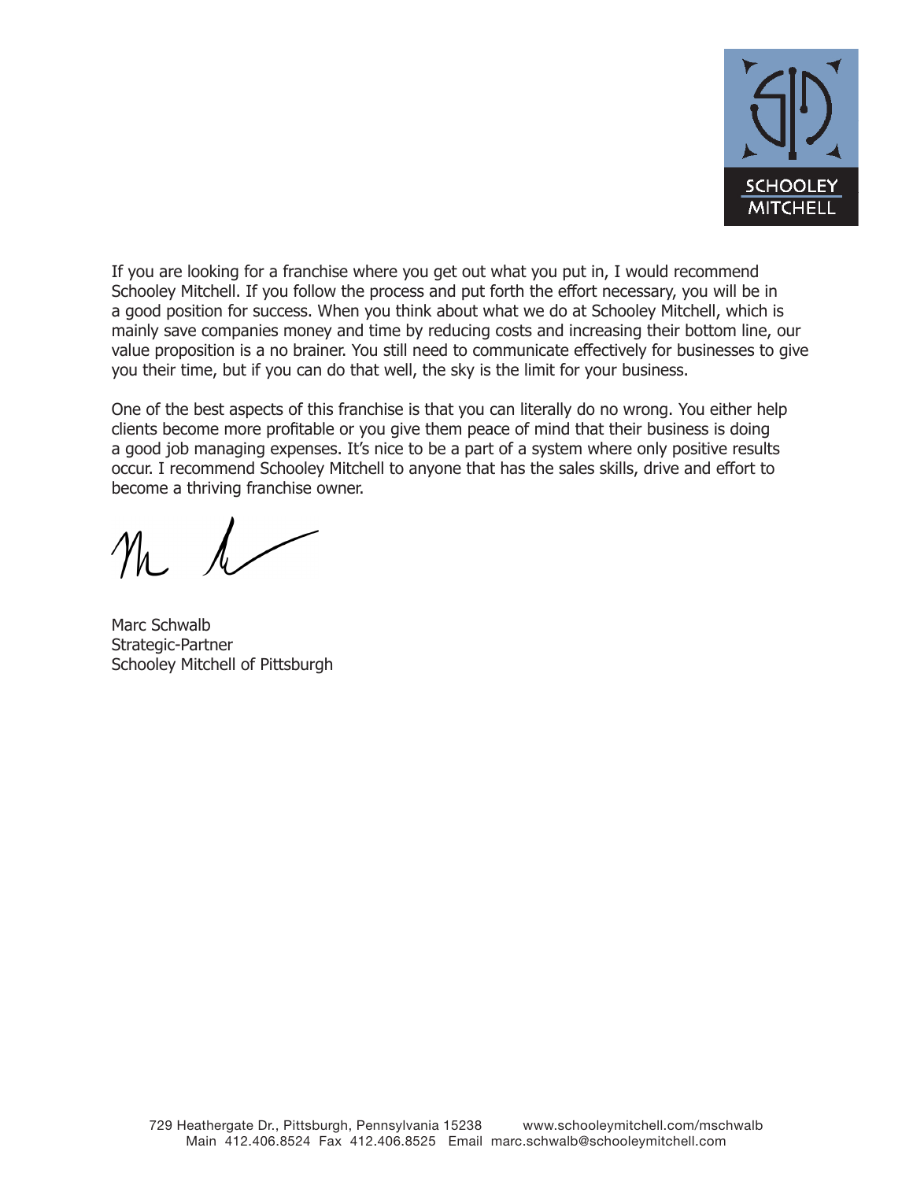SCHOOLEY MITCHELL

If you are looking for a franchise where you get out what you put in, I would recommend Schooley Mitchell. If you follow the process and put forth the effort necessary, you will be in a good position for success. When you think about what we do at Schooley Mitchell, which is mainly save companies money and time by reducing costs and increasing their bottom line, our value proposition is a no brainer. You still need to communicate effectively for businesses to give you their time, but if you can do that well, the sky is the limit for your business.

One of the best aspects of this franchise is that you can literally do no wrong. You either help clients become more profitable or you give them peace of mind that their business is doing a good job managing expenses. It's nice to be a part of a system where only positive results occur. I recommend Schooley Mitchell to anyone that has the sales skills, drive and effort to become a thriving franchise owner.

Marc Schwalb
Strategic-Partner
Schooley Mitchell of Pittsburgh

729 Heathergate Dr., Pittsburgh, Pennsylvania 15238 www.schooleymitchell.com/mschwalb
Main 412.406.8524 Fax 412.406.8525 Email marc.schwalb@schooleymitchell.com